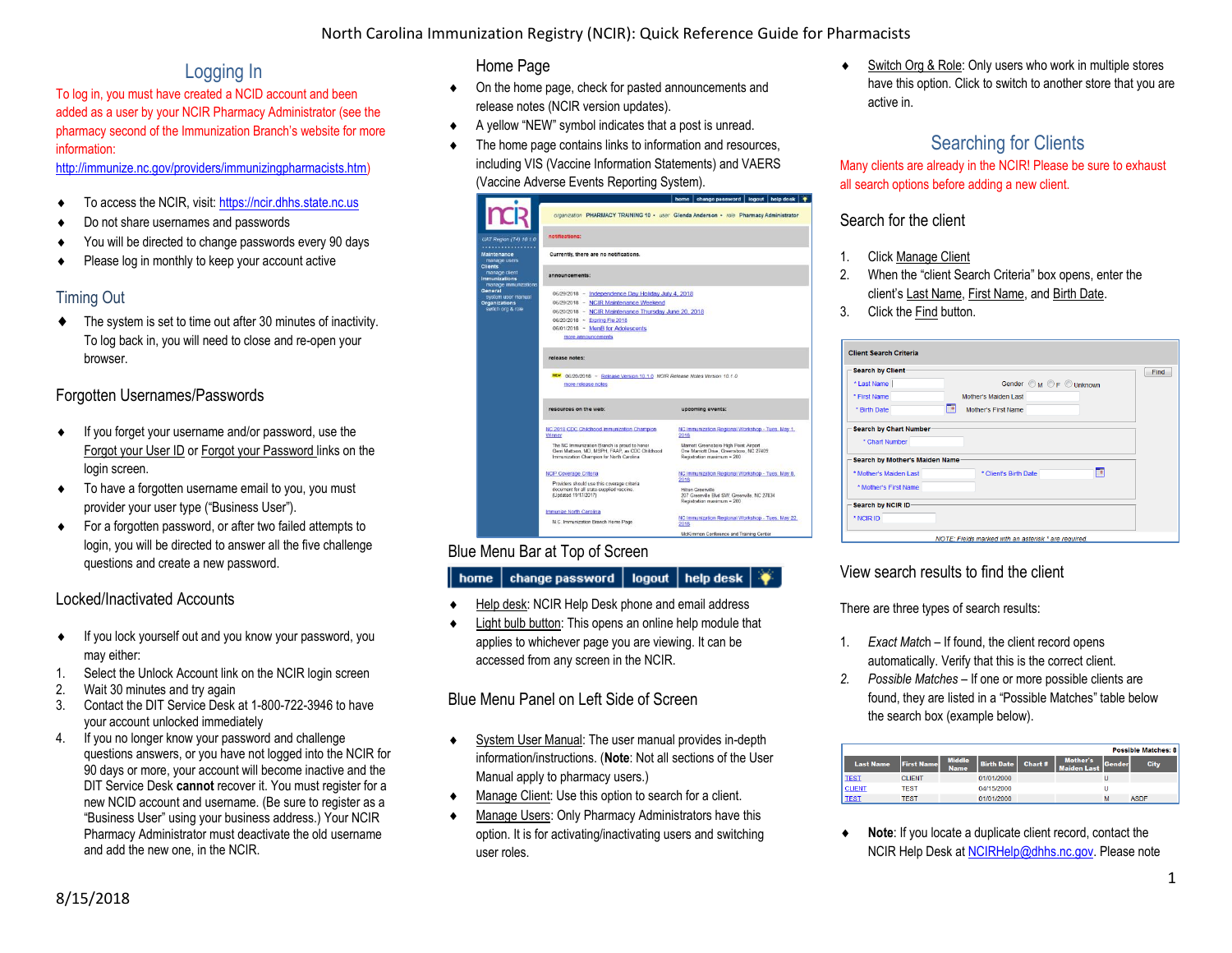# North Carolina Immunization Registry (NCIR): Quick Reference Guide for Pharmacists

## Logging In

To log in, you must have created a NCID account and been added as a user by your NCIR Pharmacy Administrator (see the pharmacy second of the Immunization Branch's website for more information: http://immunize.nc.gov/providers/immunizingpharmacists.htm)

- To access the NCIR, visit: https://ncir.dhhs.state.nc.us
- Do not share usernames and passwords
- You will be directed to change passwords every 90 days
- Please log in monthly to keep your account active

## Timing Out

- The system is set to time out after 30 minutes of inactivity. To log back in, you will need to close and re-open your browser.

## Forgotten Usernames/Passwords

- If you forget your username and/or password, use the Forgot your User ID or Forgot your Password links on the login screen.
- To have a forgotten username email to you, you must provider your user type ("Business User").
- For a forgotten password, or after two failed attempts to login, you will be directed to answer all the five challenge questions and create a new password.

## Locked/Inactivated Accounts

- If you lock yourself out and you know your password, you may either:

1. Select the Unlock Account link on the NCIR login screen
2. Wait 30 minutes and try again
3. Contact the DIT Service Desk at 1-800-722-3946 to have your account unlocked immediately
4. If you no longer know your password and challenge questions answers, or you have not logged into the NCIR for 90 days or more, your account will become inactive and the DIT Service Desk **cannot** recover it. You must register for a new NCID account and username. (Be sure to register as a "Business User" using your business address.) Your NCIR Pharmacy Administrator must deactivate the old username and add the new one, in the NCIR.

## Home Page

- On the home page, check for pasted announcements and release notes (NCIR version updates).
- A yellow "NEW" symbol indicates that a post is unread.
- The home page contains links to information and resources, including VIS (Vaccine Information Statements) and VAERS (Vaccine Adverse Events Reporting System).

## Blue Menu Bar at Top of Screen

home | change password | logout | help desk

- Help desk: NCIR Help Desk phone and email address
- Light bulb button: This opens an online help module that applies to whichever page you are viewing. It can be accessed from any screen in the NCIR.

## Blue Menu Panel on Left Side of Screen

- System User Manual: The user manual provides in-depth information/instructions. (**Note**: Not all sections of the User Manual apply to pharmacy users.)
- Manage Client: Use this option to search for a client.
- Manage Users: Only Pharmacy Administrators have this option. It is for activating/inactivating users and switching user roles.
- Switch Org & Role: Only users who work in multiple stores have this option. Click to switch to another store that you are active in.

## Searching for Clients

Many clients are already in the NCIR! Please be sure to exhaust all search options before adding a new client.

### Search for the client

1. Click Manage Client
2. When the "client Search Criteria" box opens, enter the client's Last Name, First Name, and Birth Date.
3. Click the Find button.

### View search results to find the client

There are three types of search results:

1. *Exact Match* – If found, the client record opens automatically. Verify that this is the correct client.
2. *Possible Matches* – If one or more possible clients are found, they are listed in a "Possible Matches" table below the search box (example below).

Possible Matches: 8

| Last Name | First Name | Middle Name | Birth Date | Chart # | Mother's Maiden Last | Gender | City |
|---|---|---|---|---|---|---|---|
| TEST | CLIENT | | 01/01/2000 | | | U | |
| CLIENT | TEST | | 04/15/2000 | | | U | |
| TEST | TEST | | 01/01/2000 | | | M | ASDF |

- **Note**: If you locate a duplicate client record, contact the NCIR Help Desk at NCIRHelp@dhhs.nc.gov. Please note

8/15/2018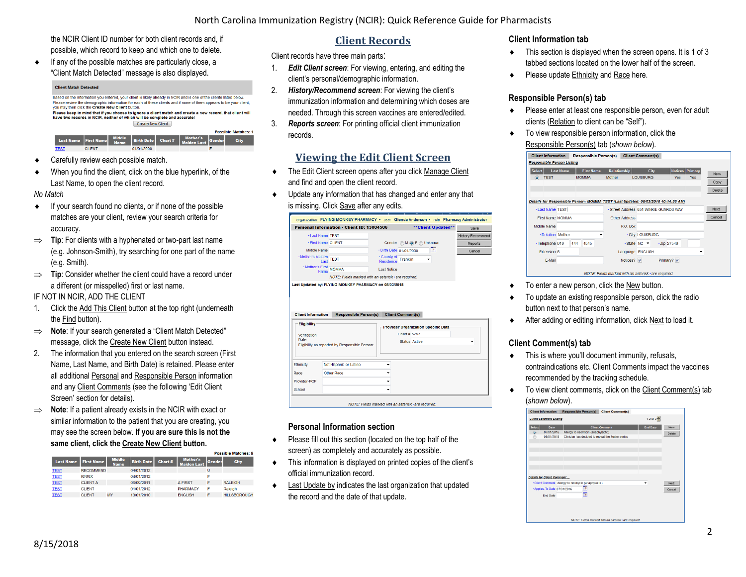the NCIR Client ID number for both client records and, if possible, which record to keep and which one to delete.

- If any of the possible matches are particularly close, a "Client Match Detected" message is also displayed.

**Client Match Detected**

Based on the information you entered, your client is likely already in NCIR and is one of the clients listed below. Please review the demographic information for each of these clients and if none of them appears to be your client, you may then click the **Create New Client** button.

**Please keep in mind that if you choose to ignore a client match and create a new record, that client will have two records in NCIR, neither of which will be complete and accurate!**

Create New Client

Possible Matches: 1

| Last Name | First Name | Middle Name | Birth Date | Chart # | Mother's Maiden Last | Gender | City |
|---|---|---|---|---|---|---|---|
| TEST | CLIENT | | 01/01/2000 | | | F | |

- Carefully review each possible match.
- When you find the client, click on the blue hyperlink, of the Last Name, to open the client record.

*No Match*

- If your search found no clients, or if none of the possible matches are your client, review your search criteria for accuracy.

⇒ **Tip**: For clients with a hyphenated or two-part last name (e.g. Johnson-Smith), try searching for one part of the name (e.g. Smith).

⇒ **Tip**: Consider whether the client could have a record under a different (or misspelled) first or last name.

IF NOT IN NCIR, ADD THE CLIENT

1. Click the Add This Client button at the top right (underneath the Find button).

⇒ **Note**: If your search generated a "Client Match Detected" message, click the Create New Client button instead.

2. The information that you entered on the search screen (First Name, Last Name, and Birth Date) is retained. Please enter all additional Personal and Responsible Person information and any Client Comments (see the following 'Edit Client Screen' section for details).

⇒ **Note**: If a patient already exists in the NCIR with exact or similar information to the patient that you are creating, you may see the screen below. **If you are sure this is not the same client, click the Create New Client button.**

Possible Matches: 5

| Last Name | First Name | Middle Name | Birth Date | Chart # | Mother's Maiden Last | Gender | City |
|---|---|---|---|---|---|---|---|
| TEST | RECOMMEND | | 04/01/2012 | | | U | |
| TEST | KINRIX | | 04/01/2012 | | | F | |
| TEST | CLIENT A | | 06/09/2011 | | A FIRST | F | RALEIGH |
| TEST | CLIENT | | 01/01/2012 | | PHARMACY | F | Raleigh |
| TEST | CLIENT | MY | 10/01/2010 | | ENGLISH | F | HILLSBOROUGH |

## Client Records

Client records have three main parts:

1. ***Edit Client screen***: For viewing, entering, and editing the client's personal/demographic information.
2. ***History/Recommend screen***: For viewing the client's immunization information and determining which doses are needed. Through this screen vaccines are entered/edited.
3. ***Reports screen***: For printing official client immunization records.

## Viewing the Edit Client Screen

- The Edit Client screen opens after you click Manage Client and find and open the client record.
- Update any information that has changed and enter any that is missing. Click Save after any edits.

organization FLYING MONKEY PHARMACY • user Glenda Anderson • role Pharmacy Administrator

**Personal Information - Client ID: 13004506** **Client Updated**

Last Name: TEST | Gender: M / F / Unknown | Save
First Name: CLIENT | Birth Date: 01/01/2000 | History/Recommend
Middle Name | County of Residence: Franklin | Reports
Mother's Maiden Last: TEST | Last Notice | Cancel
Mother's First Name: MOMMA

NOTE: Fields marked with an asterisk • are required.

Last Updated by: FLYING MONKEY PHARMACY on 08/03/2018

Client Information | Responsible Person(s) | Client Comment(s)

Eligibility: Verification Date; Eligibility as reported by Responsible Person:
Provider Organization Specific Data: Chart # 5757; Status: Active
Ethnicity: Not Hispanic or Latino
Race: Other Race
Provider-PCP
School

NOTE: Fields marked with an asterisk • are required.

### Personal Information section

- Please fill out this section (located on the top half of the screen) as completely and accurately as possible.
- This information is displayed on printed copies of the client's official immunization record.
- Last Update by indicates the last organization that updated the record and the date of that update.

### Client Information tab

- This section is displayed when the screen opens. It is 1 of 3 tabbed sections located on the lower half of the screen.
- Please update Ethnicity and Race here.

### Responsible Person(s) tab

- Please enter at least one responsible person, even for adult clients (Relation to client can be "Self").
- To view responsible person information, click the Responsible Person(s) tab (*shown below*).

Client Information | Responsible Person(s) | Client Comment(s)

*Responsible Person Listing*

| Select | Last Name | First Name | Relationship | City | Notices | Primary |
|---|---|---|---|---|---|---|
| ◉ | TEST | MOMMA | Mother | LOUISBURG | Yes | Yes |

New / Copy / Delete

*Details for Responsible Person: MOMMA TEST (Last Updated: 08/03/2018 10:14:35 AM)*

Last Name: TEST | Street Address: 951 WINKIE GUARDS WAY | Next
First Name: MOMMA | Other Address | Cancel
Middle Name | P.O. Box
Relation: Mother | City: LOUISBURG
Telephone: 919 - 444 - 4545 | State: NC | Zip: 27549
Extension: 5 | Language: ENGLISH
E-Mail | Notices? ☑ | Primary? ☑

NOTE: Fields marked with an asterisk • are required.

- To enter a new person, click the New button.
- To update an existing responsible person, click the radio button next to that person's name.
- After adding or editing information, click Next to load it.

### Client Comment(s) tab

- This is where you'll document immunity, refusals, contraindications etc. Client Comments impact the vaccines recommended by the tracking schedule.
- To view client comments, click on the Client Comment(s) tab (*shown below*).

Client Information | Responsible Person(s) | Client Comment(s)

*Client Comment Listing* — 1-2 of 2

| Select | Date | Client Comment | End Date |
|---|---|---|---|
| ◉ | 07/01/2016 | Allergy to neomycin (anaphylactic) | |
| ○ | 08/01/2018 | Clinician has decided to repeat the Zoster series | |

New / Delete

*Details for Client Comment ...*

Client Comment: Allergy to neomycin (anaphylactic) | Next
Applies-To Date: 07/01/2016 | Cancel
End Date

NOTE: Fields marked with an asterisk • are required.

8/15/2018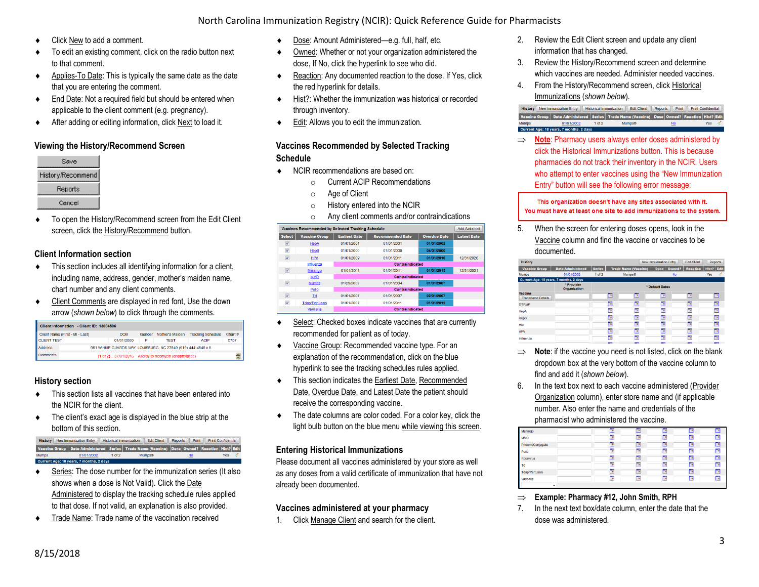- Click New to add a comment.
- To edit an existing comment, click on the radio button next to that comment.
- Applies-To Date: This is typically the same date as the date that you are entering the comment.
- End Date: Not a required field but should be entered when applicable to the client comment (e.g. pregnancy).
- After adding or editing information, click Next to load it.

## Viewing the History/Recommend Screen

Save
History/Recommend
Reports
Cancel

- To open the History/Recommend screen from the Edit Client screen, click the History/Recommend button.

## Client Information section

- This section includes all identifying information for a client, including name, address, gender, mother's maiden name, chart number and any client comments.
- Client Comments are displayed in red font, Use the down arrow (*shown below*) to click through the comments.

| Client Name (First - MI - Last) | DOB | Gender | Mother's Maiden | Tracking Schedule | Chart # |
|---|---|---|---|---|---|
| CLIENT TEST | 01/01/2000 | F | TEST | ACIP | 5757 |
| Address | 951 WINKIE GUARDS WAY, LOUISBURG, NC 27549 (919) 444-4545 x 5 | | | | |
| Comments | [1 of 2] 07/01/2016 – Allergy to neomycin (anaphylactic) | | | | |

## History section

- This section lists all vaccines that have been entered into the NCIR for the client.
- The client's exact age is displayed in the blue strip at the bottom of this section.

| Vaccine Group | Date Administered | Series | Trade Name (Vaccine) | Dose | Owned? | Reaction | Hist? | Edit |
|---|---|---|---|---|---|---|---|---|
| Mumps | 01/01/2002 | 1 of 2 | Mumps® | | No | | Yes | |

Current Age: 18 years, 7 months, 2 days

- Series: The dose number for the immunization series (It also shows when a dose is Not Valid). Click the Date Administered to display the tracking schedule rules applied to that dose. If not valid, an explanation is also provided.
- Trade Name: Trade name of the vaccination received
- Dose: Amount Administered—e.g. full, half, etc.
- Owned: Whether or not your organization administered the dose, If No, click the hyperlink to see who did.
- Reaction: Any documented reaction to the dose. If Yes, click the red hyperlink for details.
- Hist?: Whether the immunization was historical or recorded through inventory.
- Edit: Allows you to edit the immunization.

## Vaccines Recommended by Selected Tracking Schedule

- NCIR recommendations are based on:
  - Current ACIP Recommendations
  - Age of Client
  - History entered into the NCIR
  - Any client comments and/or contraindications

| Select | Vaccine Group | Earliest Date | Recommended Date | Overdue Date | Latest Date |
|---|---|---|---|---|---|
| ☑ | HepA | 01/01/2001 | 01/01/2001 | 01/01/2002 | |
| ☑ | HepB | 01/01/2000 | 01/01/2000 | 04/01/2000 | |
| ☑ | HPV | 01/01/2009 | 01/01/2011 | 01/01/2016 | 12/31/2026 |
| | Influenza | Contraindicated | | | |
| ☑ | Meningo | 01/01/2011 | 01/01/2011 | 01/01/2013 | 12/31/2021 |
| | MMR | Contraindicated | | | |
| ☑ | Mumps | 01/29/2002 | 01/01/2004 | 01/01/2007 | |
| | Polio | Contraindicated | | | |
| ☑ | Td | 01/01/2007 | 01/01/2007 | 02/01/2007 | |
| ☑ | Tdap/Pertussis | 01/01/2007 | 01/01/2011 | 01/01/2012 | |
| | Varicella | Contraindicated | | | |

- Select: Checked boxes indicate vaccines that are currently recommended for patient as of today.
- Vaccine Group: Recommended vaccine type. For an explanation of the recommendation, click on the blue hyperlink to see the tracking schedules rules applied.
- This section indicates the Earliest Date, Recommended Date, Overdue Date, and Latest Date the patient should receive the corresponding vaccine.
- The date columns are color coded. For a color key, click the light bulb button on the blue menu while viewing this screen.

## Entering Historical Immunizations

Please document all vaccines administered by your store as well as any doses from a valid certificate of immunization that have not already been documented.

## Vaccines administered at your pharmacy

1. Click Manage Client and search for the client.
2. Review the Edit Client screen and update any client information that has changed.
3. Review the History/Recommend screen and determine which vaccines are needed. Administer needed vaccines.
4. From the History/Recommend screen, click Historical Immunizations (*shown below*).

| Vaccine Group | Date Administered | Series | Trade Name (Vaccine) | Dose | Owned? | Reaction | Hist? | Edit |
|---|---|---|---|---|---|---|---|---|
| Mumps | 01/01/2002 | 1 of 2 | Mumps® | | No | | Yes | |

Current Age: 18 years, 7 months, 2 days

⇒ **Note**: Pharmacy users always enter doses administered by click the Historical Immunizations button. This is because pharmacies do not track their inventory in the NCIR. Users who attempt to enter vaccines using the "New Immunization Entry" button will see the following error message:

> This organization doesn't have any sites associated with it. You must have at least one site to add immunizations to the system.

5. When the screen for entering doses opens, look in the Vaccine column and find the vaccine or vaccines to be documented.

⇒ **Note**: if the vaccine you need is not listed, click on the blank dropdown box at the very bottom of the vaccine column to find and add it (*shown below*).

6. In the text box next to each vaccine administered (Provider Organization column), enter store name and (if applicable number. Also enter the name and credentials of the pharmacist who administered the vaccine.

⇒ **Example: Pharmacy #12, John Smith, RPH**

7. In the next text box/date column, enter the date that the dose was administered.

8/15/2018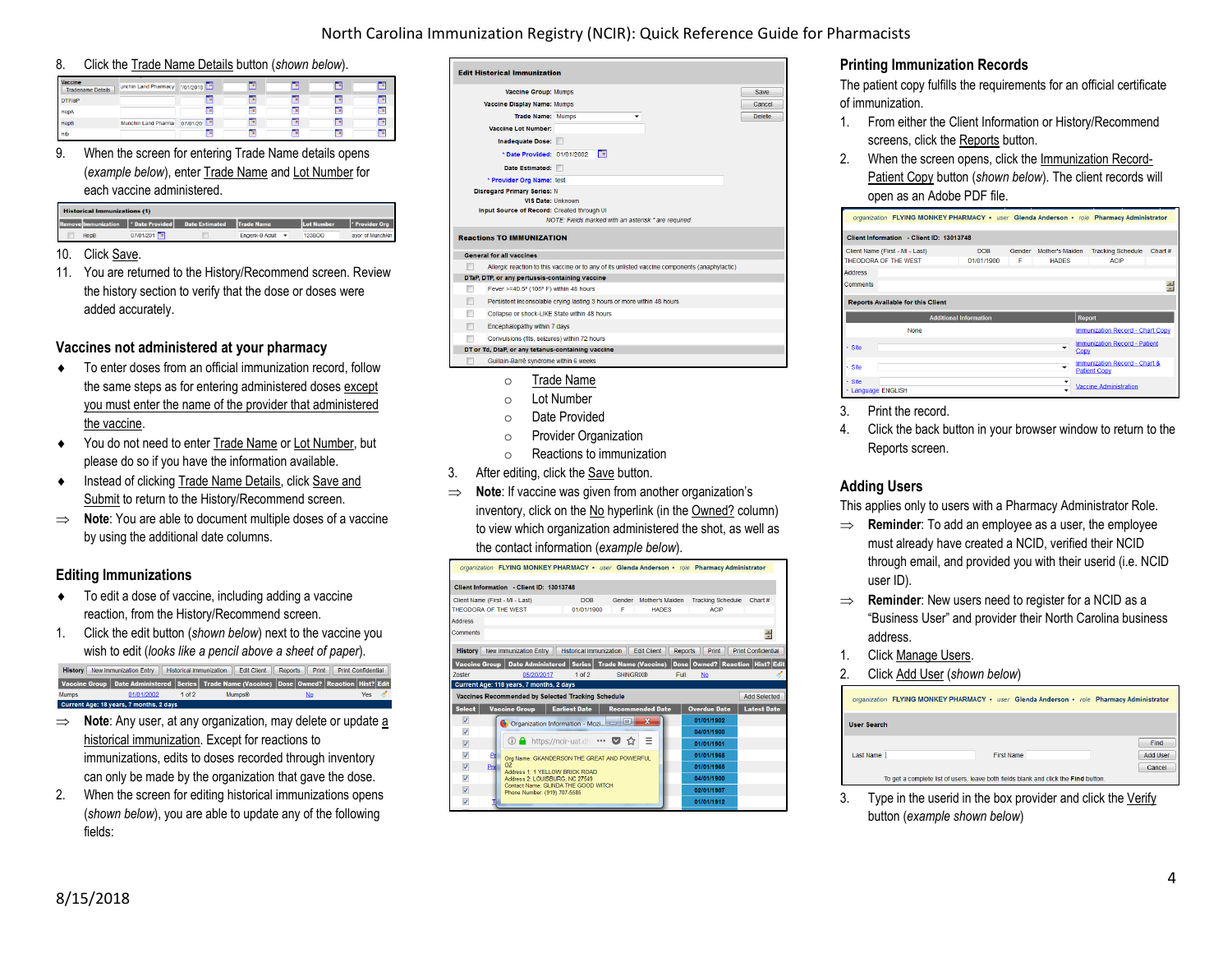8. Click the Trade Name Details button (*shown below*).

9. When the screen for entering Trade Name details opens (*example below*), enter Trade Name and Lot Number for each vaccine administered.

10. Click Save.

11. You are returned to the History/Recommend screen. Review the history section to verify that the dose or doses were added accurately.

## Vaccines not administered at your pharmacy

- To enter doses from an official immunization record, follow the same steps as for entering administered doses except you must enter the name of the provider that administered the vaccine.
- You do not need to enter Trade Name or Lot Number, but please do so if you have the information available.
- Instead of clicking Trade Name Details, click Save and Submit to return to the History/Recommend screen.

⇒ **Note**: You are able to document multiple doses of a vaccine by using the additional date columns.

## Editing Immunizations

- To edit a dose of vaccine, including adding a vaccine reaction, from the History/Recommend screen.

1. Click the edit button (*shown below*) next to the vaccine you wish to edit (*looks like a pencil above a sheet of paper*).

⇒ **Note**: Any user, at any organization, may delete or update a historical immunization. Except for reactions to immunizations, edits to doses recorded through inventory can only be made by the organization that gave the dose.

2. When the screen for editing historical immunizations opens (*shown below*), you are able to update any of the following fields:
   - Trade Name
   - Lot Number
   - Date Provided
   - Provider Organization
   - Reactions to immunization

3. After editing, click the Save button.

⇒ **Note**: If vaccine was given from another organization's inventory, click on the No hyperlink (in the Owned? column) to view which organization administered the shot, as well as the contact information (*example below*).

## Printing Immunization Records

The patient copy fulfills the requirements for an official certificate of immunization.

1. From either the Client Information or History/Recommend screens, click the Reports button.
2. When the screen opens, click the Immunization Record-Patient Copy button (*shown below*). The client records will open as an Adobe PDF file.
3. Print the record.
4. Click the back button in your browser window to return to the Reports screen.

## Adding Users

This applies only to users with a Pharmacy Administrator Role.

⇒ **Reminder**: To add an employee as a user, the employee must already have created a NCID, verified their NCID through email, and provided you with their userid (i.e. NCID user ID).

⇒ **Reminder**: New users need to register for a NCID as a "Business User" and provider their North Carolina business address.

1. Click Manage Users.
2. Click Add User (*shown below*)
3. Type in the userid in the box provider and click the Verify button (*example shown below*)

8/15/2018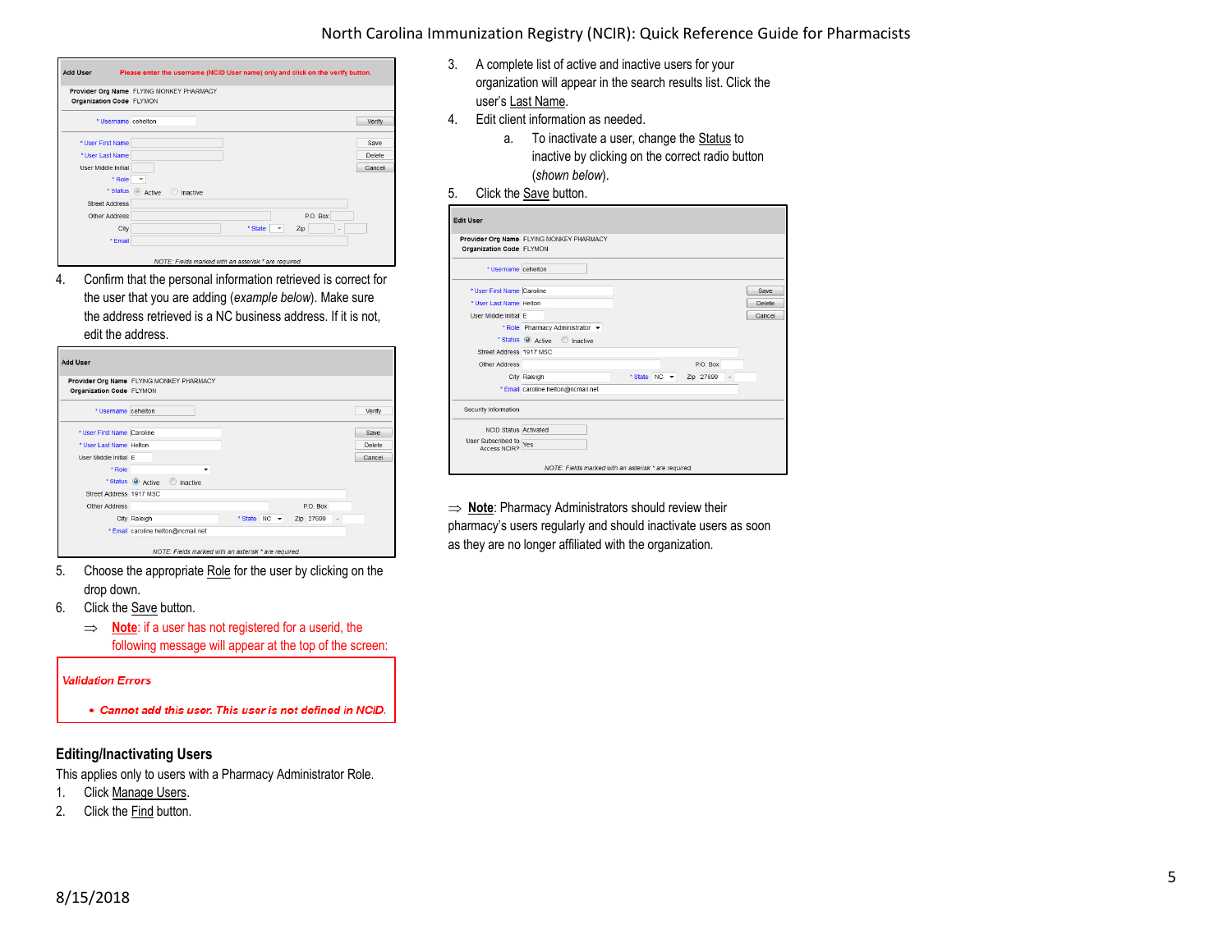4. Confirm that the personal information retrieved is correct for the user that you are adding (*example below*). Make sure the address retrieved is a NC business address. If it is not, edit the address.

5. Choose the appropriate Role for the user by clicking on the drop down.
6. Click the Save button.

⇒ **Note**: if a user has not registered for a userid, the following message will appear at the top of the screen:

*Validation Errors*

- *Cannot add this user. This user is not defined in NCID.*

## Editing/Inactivating Users

This applies only to users with a Pharmacy Administrator Role.

1. Click Manage Users.
2. Click the Find button.
3. A complete list of active and inactive users for your organization will appear in the search results list. Click the user's Last Name.
4. Edit client information as needed.
   a. To inactivate a user, change the Status to inactive by clicking on the correct radio button (*shown below*).
5. Click the Save button.

⇒ **Note**: Pharmacy Administrators should review their pharmacy's users regularly and should inactivate users as soon as they are no longer affiliated with the organization.

8/15/2018